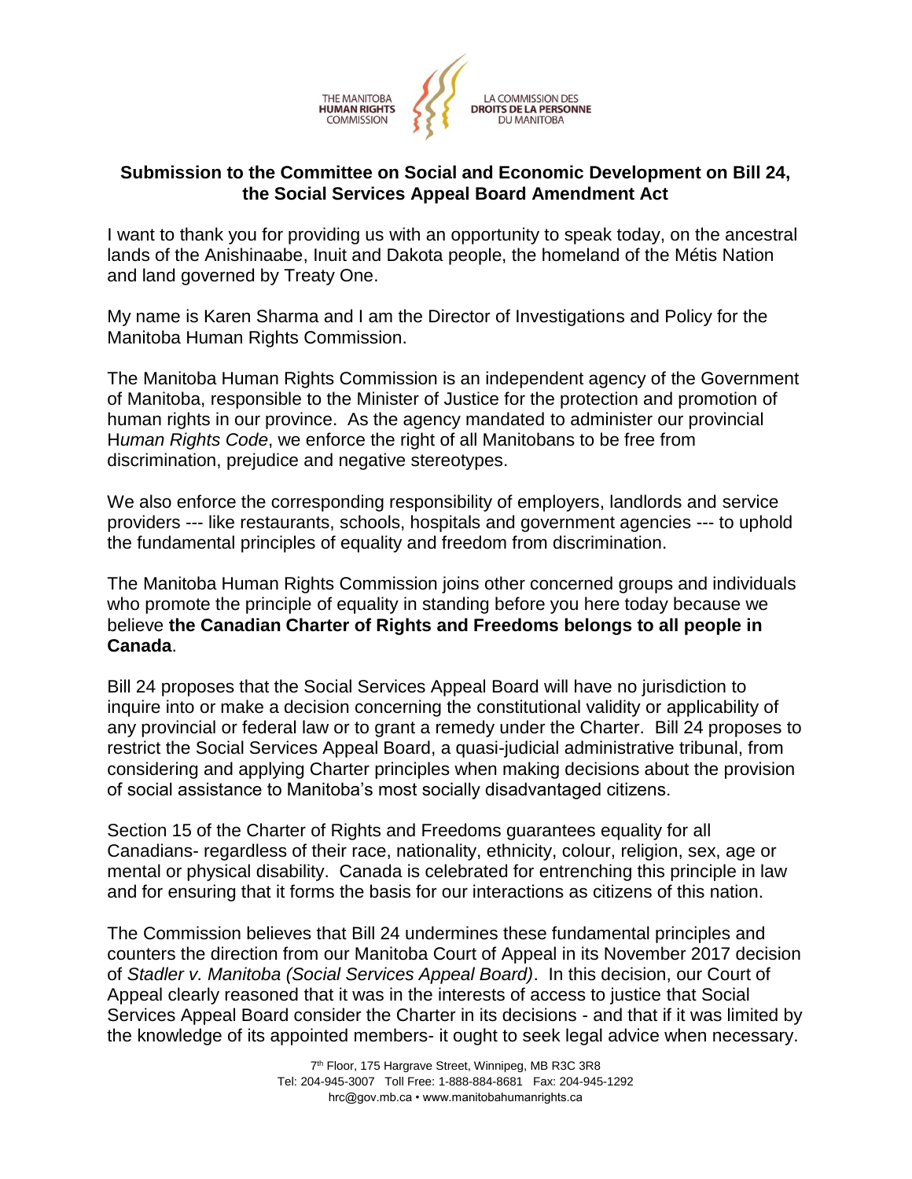THE MANITOBA **HUMAN RIGHTS** COMMISSION

LA COMMISSION DES **DROITS DE LA PERSONNE** DU MANITOBA

## Submission to the Committee on Social and Economic Development on Bill 24, the Social Services Appeal Board Amendment Act

I want to thank you for providing us with an opportunity to speak today, on the ancestral lands of the Anishinaabe, Inuit and Dakota people, the homeland of the Métis Nation and land governed by Treaty One.

My name is Karen Sharma and I am the Director of Investigations and Policy for the Manitoba Human Rights Commission.

The Manitoba Human Rights Commission is an independent agency of the Government of Manitoba, responsible to the Minister of Justice for the protection and promotion of human rights in our province. As the agency mandated to administer our provincial H*uman Rights Code*, we enforce the right of all Manitobans to be free from discrimination, prejudice and negative stereotypes.

We also enforce the corresponding responsibility of employers, landlords and service providers --- like restaurants, schools, hospitals and government agencies --- to uphold the fundamental principles of equality and freedom from discrimination.

The Manitoba Human Rights Commission joins other concerned groups and individuals who promote the principle of equality in standing before you here today because we believe **the Canadian Charter of Rights and Freedoms belongs to all people in Canada**.

Bill 24 proposes that the Social Services Appeal Board will have no jurisdiction to inquire into or make a decision concerning the constitutional validity or applicability of any provincial or federal law or to grant a remedy under the Charter. Bill 24 proposes to restrict the Social Services Appeal Board, a quasi-judicial administrative tribunal, from considering and applying Charter principles when making decisions about the provision of social assistance to Manitoba's most socially disadvantaged citizens.

Section 15 of the Charter of Rights and Freedoms guarantees equality for all Canadians- regardless of their race, nationality, ethnicity, colour, religion, sex, age or mental or physical disability. Canada is celebrated for entrenching this principle in law and for ensuring that it forms the basis for our interactions as citizens of this nation.

The Commission believes that Bill 24 undermines these fundamental principles and counters the direction from our Manitoba Court of Appeal in its November 2017 decision of *Stadler v. Manitoba (Social Services Appeal Board)*. In this decision, our Court of Appeal clearly reasoned that it was in the interests of access to justice that Social Services Appeal Board consider the Charter in its decisions - and that if it was limited by the knowledge of its appointed members- it ought to seek legal advice when necessary.

7th Floor, 175 Hargrave Street, Winnipeg, MB R3C 3R8
Tel: 204-945-3007 Toll Free: 1-888-884-8681 Fax: 204-945-1292
hrc@gov.mb.ca • www.manitobahumanrights.ca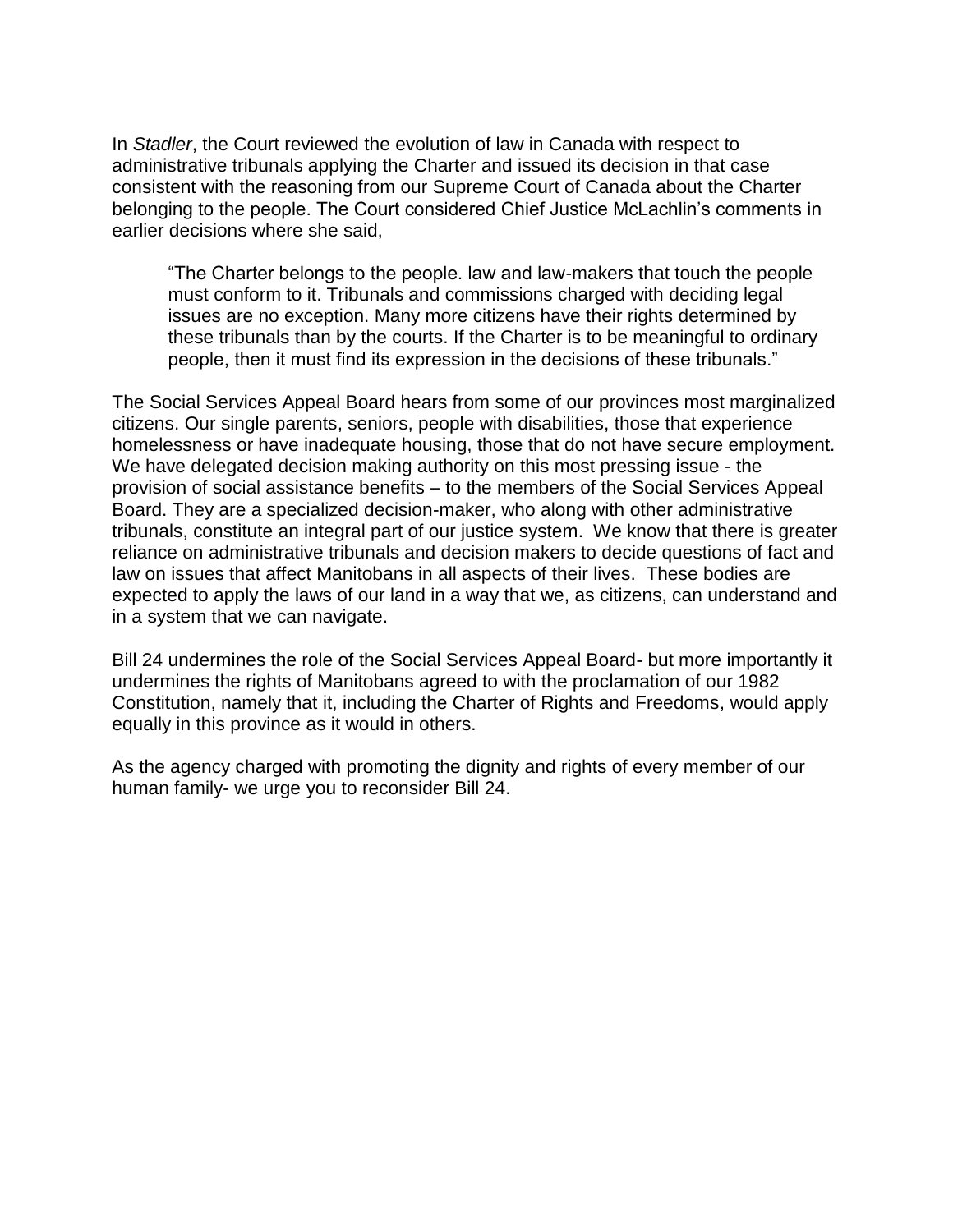In *Stadler*, the Court reviewed the evolution of law in Canada with respect to administrative tribunals applying the Charter and issued its decision in that case consistent with the reasoning from our Supreme Court of Canada about the Charter belonging to the people. The Court considered Chief Justice McLachlin's comments in earlier decisions where she said,

> "The Charter belongs to the people. law and law-makers that touch the people must conform to it. Tribunals and commissions charged with deciding legal issues are no exception. Many more citizens have their rights determined by these tribunals than by the courts. If the Charter is to be meaningful to ordinary people, then it must find its expression in the decisions of these tribunals."

The Social Services Appeal Board hears from some of our provinces most marginalized citizens. Our single parents, seniors, people with disabilities, those that experience homelessness or have inadequate housing, those that do not have secure employment. We have delegated decision making authority on this most pressing issue - the provision of social assistance benefits – to the members of the Social Services Appeal Board. They are a specialized decision-maker, who along with other administrative tribunals, constitute an integral part of our justice system. We know that there is greater reliance on administrative tribunals and decision makers to decide questions of fact and law on issues that affect Manitobans in all aspects of their lives. These bodies are expected to apply the laws of our land in a way that we, as citizens, can understand and in a system that we can navigate.

Bill 24 undermines the role of the Social Services Appeal Board- but more importantly it undermines the rights of Manitobans agreed to with the proclamation of our 1982 Constitution, namely that it, including the Charter of Rights and Freedoms, would apply equally in this province as it would in others.

As the agency charged with promoting the dignity and rights of every member of our human family- we urge you to reconsider Bill 24.